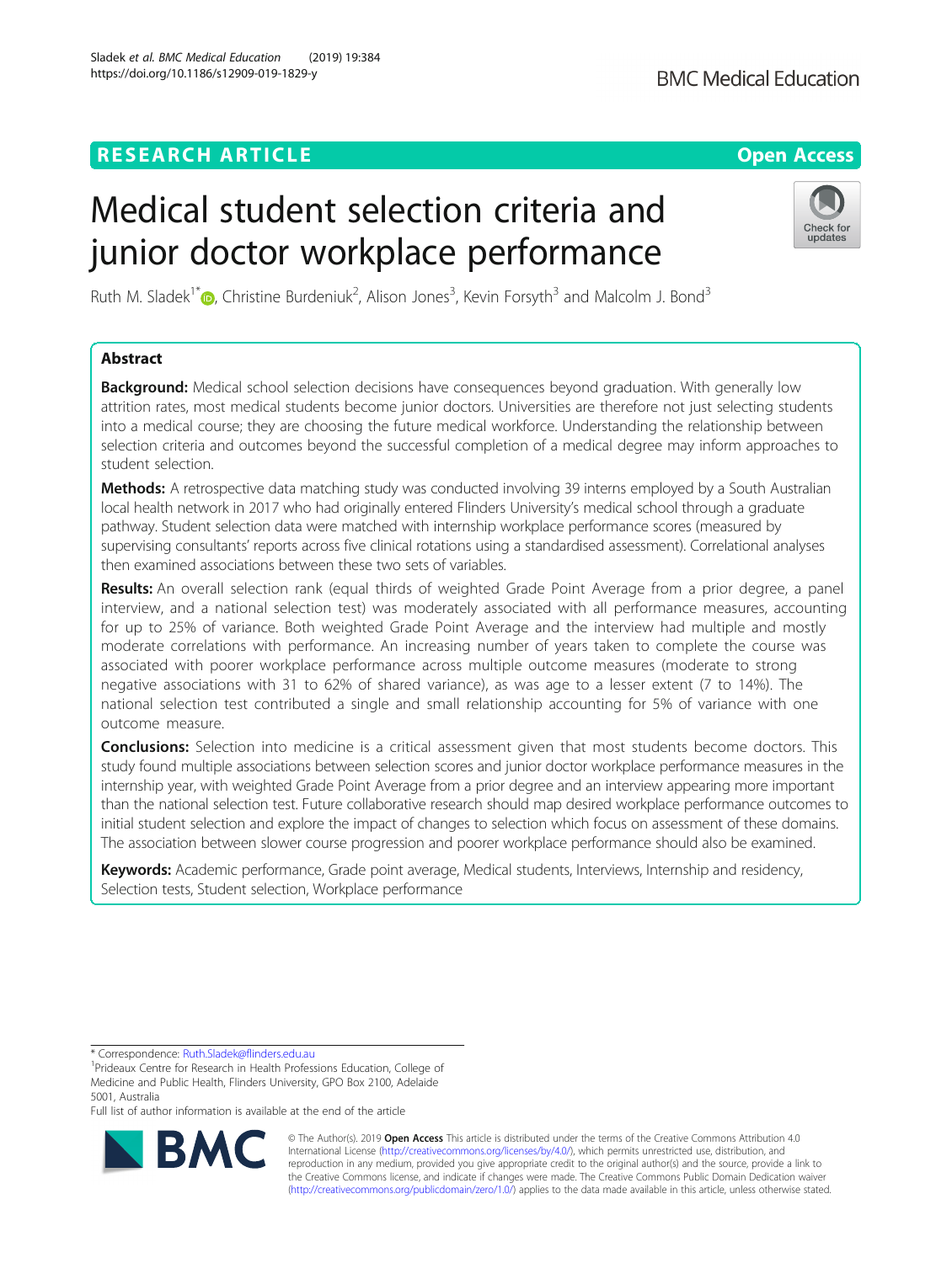RESEARCH ARTICLE

Open Access

# Medical student selection criteria and junior doctor workplace performance

Ruth M. Sladek[1*], Christine Burdeniuk[2], Alison Jones[3], Kevin Forsyth[3] and Malcolm J. Bond[3]

## Abstract

**Background:** Medical school selection decisions have consequences beyond graduation. With generally low attrition rates, most medical students become junior doctors. Universities are therefore not just selecting students into a medical course; they are choosing the future medical workforce. Understanding the relationship between selection criteria and outcomes beyond the successful completion of a medical degree may inform approaches to student selection.

**Methods:** A retrospective data matching study was conducted involving 39 interns employed by a South Australian local health network in 2017 who had originally entered Flinders University's medical school through a graduate pathway. Student selection data were matched with internship workplace performance scores (measured by supervising consultants' reports across five clinical rotations using a standardised assessment). Correlational analyses then examined associations between these two sets of variables.

**Results:** An overall selection rank (equal thirds of weighted Grade Point Average from a prior degree, a panel interview, and a national selection test) was moderately associated with all performance measures, accounting for up to 25% of variance. Both weighted Grade Point Average and the interview had multiple and mostly moderate correlations with performance. An increasing number of years taken to complete the course was associated with poorer workplace performance across multiple outcome measures (moderate to strong negative associations with 31 to 62% of shared variance), as was age to a lesser extent (7 to 14%). The national selection test contributed a single and small relationship accounting for 5% of variance with one outcome measure.

**Conclusions:** Selection into medicine is a critical assessment given that most students become doctors. This study found multiple associations between selection scores and junior doctor workplace performance measures in the internship year, with weighted Grade Point Average from a prior degree and an interview appearing more important than the national selection test. Future collaborative research should map desired workplace performance outcomes to initial student selection and explore the impact of changes to selection which focus on assessment of these domains. The association between slower course progression and poorer workplace performance should also be examined.

**Keywords:** Academic performance, Grade point average, Medical students, Interviews, Internship and residency, Selection tests, Student selection, Workplace performance

---

* Correspondence: Ruth.Sladek@flinders.edu.au
[1]Prideaux Centre for Research in Health Professions Education, College of Medicine and Public Health, Flinders University, GPO Box 2100, Adelaide 5001, Australia
Full list of author information is available at the end of the article

© The Author(s). 2019 **Open Access** This article is distributed under the terms of the Creative Commons Attribution 4.0 International License (http://creativecommons.org/licenses/by/4.0/), which permits unrestricted use, distribution, and reproduction in any medium, provided you give appropriate credit to the original author(s) and the source, provide a link to the Creative Commons license, and indicate if changes were made. The Creative Commons Public Domain Dedication waiver (http://creativecommons.org/publicdomain/zero/1.0/) applies to the data made available in this article, unless otherwise stated.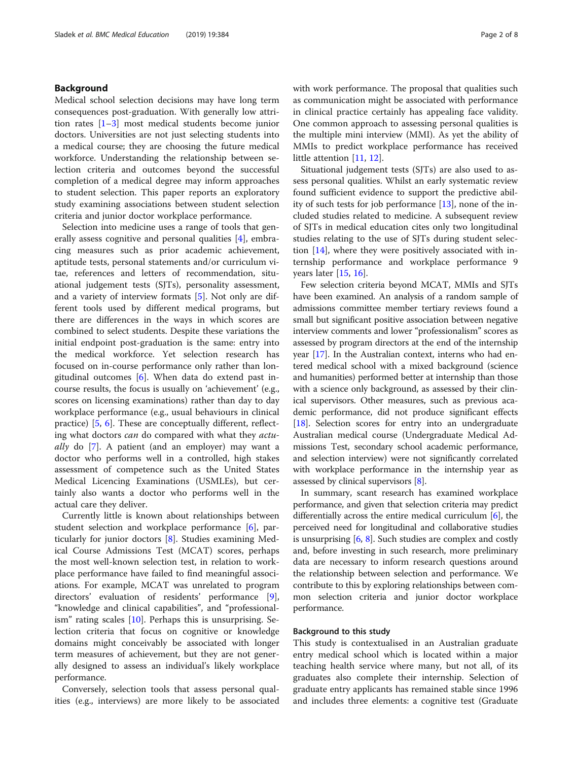## Background

Medical school selection decisions may have long term consequences post-graduation. With generally low attrition rates [1–3] most medical students become junior doctors. Universities are not just selecting students into a medical course; they are choosing the future medical workforce. Understanding the relationship between selection criteria and outcomes beyond the successful completion of a medical degree may inform approaches to student selection. This paper reports an exploratory study examining associations between student selection criteria and junior doctor workplace performance.

Selection into medicine uses a range of tools that generally assess cognitive and personal qualities [4], embracing measures such as prior academic achievement, aptitude tests, personal statements and/or curriculum vitae, references and letters of recommendation, situational judgement tests (SJTs), personality assessment, and a variety of interview formats [5]. Not only are different tools used by different medical programs, but there are differences in the ways in which scores are combined to select students. Despite these variations the initial endpoint post-graduation is the same: entry into the medical workforce. Yet selection research has focused on in-course performance only rather than longitudinal outcomes [6]. When data do extend past in-course results, the focus is usually on 'achievement' (e.g., scores on licensing examinations) rather than day to day workplace performance (e.g., usual behaviours in clinical practice) [5, 6]. These are conceptually different, reflecting what doctors *can* do compared with what they *actually* do [7]. A patient (and an employer) may want a doctor who performs well in a controlled, high stakes assessment of competence such as the United States Medical Licencing Examinations (USMLEs), but certainly also wants a doctor who performs well in the actual care they deliver.

Currently little is known about relationships between student selection and workplace performance [6], particularly for junior doctors [8]. Studies examining Medical Course Admissions Test (MCAT) scores, perhaps the most well-known selection test, in relation to workplace performance have failed to find meaningful associations. For example, MCAT was unrelated to program directors' evaluation of residents' performance [9], "knowledge and clinical capabilities", and "professionalism" rating scales [10]. Perhaps this is unsurprising. Selection criteria that focus on cognitive or knowledge domains might conceivably be associated with longer term measures of achievement, but they are not generally designed to assess an individual's likely workplace performance.

Conversely, selection tools that assess personal qualities (e.g., interviews) are more likely to be associated with work performance. The proposal that qualities such as communication might be associated with performance in clinical practice certainly has appealing face validity. One common approach to assessing personal qualities is the multiple mini interview (MMI). As yet the ability of MMIs to predict workplace performance has received little attention [11, 12].

Situational judgement tests (SJTs) are also used to assess personal qualities. Whilst an early systematic review found sufficient evidence to support the predictive ability of such tests for job performance [13], none of the included studies related to medicine. A subsequent review of SJTs in medical education cites only two longitudinal studies relating to the use of SJTs during student selection [14], where they were positively associated with internship performance and workplace performance 9 years later [15, 16].

Few selection criteria beyond MCAT, MMIs and SJTs have been examined. An analysis of a random sample of admissions committee member tertiary reviews found a small but significant positive association between negative interview comments and lower "professionalism" scores as assessed by program directors at the end of the internship year [17]. In the Australian context, interns who had entered medical school with a mixed background (science and humanities) performed better at internship than those with a science only background, as assessed by their clinical supervisors. Other measures, such as previous academic performance, did not produce significant effects [18]. Selection scores for entry into an undergraduate Australian medical course (Undergraduate Medical Admissions Test, secondary school academic performance, and selection interview) were not significantly correlated with workplace performance in the internship year as assessed by clinical supervisors [8].

In summary, scant research has examined workplace performance, and given that selection criteria may predict differentially across the entire medical curriculum [6], the perceived need for longitudinal and collaborative studies is unsurprising [6, 8]. Such studies are complex and costly and, before investing in such research, more preliminary data are necessary to inform research questions around the relationship between selection and performance. We contribute to this by exploring relationships between common selection criteria and junior doctor workplace performance.

### Background to this study

This study is contextualised in an Australian graduate entry medical school which is located within a major teaching health service where many, but not all, of its graduates also complete their internship. Selection of graduate entry applicants has remained stable since 1996 and includes three elements: a cognitive test (Graduate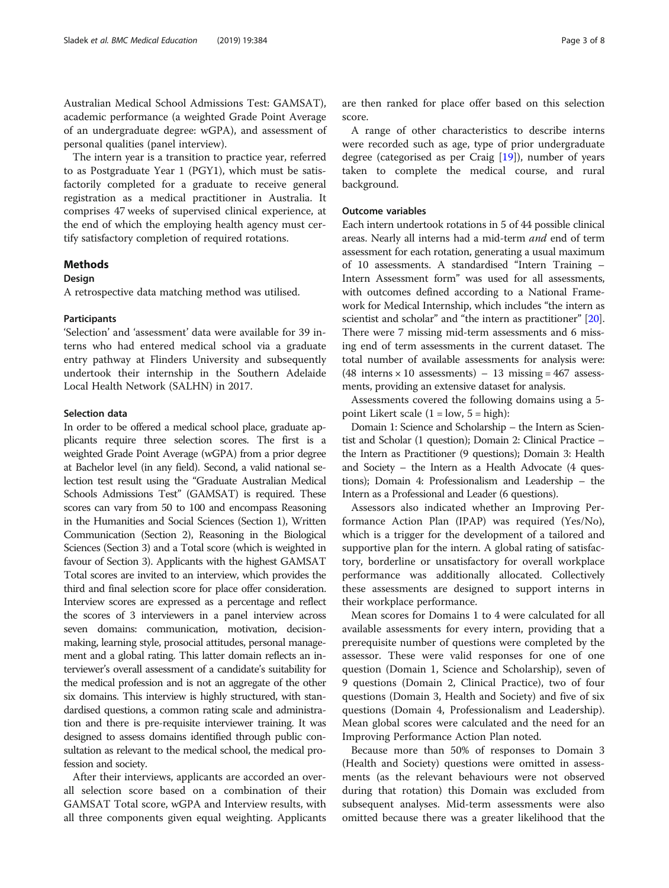Australian Medical School Admissions Test: GAMSAT), academic performance (a weighted Grade Point Average of an undergraduate degree: wGPA), and assessment of personal qualities (panel interview).

The intern year is a transition to practice year, referred to as Postgraduate Year 1 (PGY1), which must be satisfactorily completed for a graduate to receive general registration as a medical practitioner in Australia. It comprises 47 weeks of supervised clinical experience, at the end of which the employing health agency must certify satisfactory completion of required rotations.

## Methods

### Design

A retrospective data matching method was utilised.

### Participants

'Selection' and 'assessment' data were available for 39 interns who had entered medical school via a graduate entry pathway at Flinders University and subsequently undertook their internship in the Southern Adelaide Local Health Network (SALHN) in 2017.

### Selection data

In order to be offered a medical school place, graduate applicants require three selection scores. The first is a weighted Grade Point Average (wGPA) from a prior degree at Bachelor level (in any field). Second, a valid national selection test result using the "Graduate Australian Medical Schools Admissions Test" (GAMSAT) is required. These scores can vary from 50 to 100 and encompass Reasoning in the Humanities and Social Sciences (Section 1), Written Communication (Section 2), Reasoning in the Biological Sciences (Section 3) and a Total score (which is weighted in favour of Section 3). Applicants with the highest GAMSAT Total scores are invited to an interview, which provides the third and final selection score for place offer consideration. Interview scores are expressed as a percentage and reflect the scores of 3 interviewers in a panel interview across seven domains: communication, motivation, decision-making, learning style, prosocial attitudes, personal management and a global rating. This latter domain reflects an interviewer's overall assessment of a candidate's suitability for the medical profession and is not an aggregate of the other six domains. This interview is highly structured, with standardised questions, a common rating scale and administration and there is pre-requisite interviewer training. It was designed to assess domains identified through public consultation as relevant to the medical school, the medical profession and society.

After their interviews, applicants are accorded an overall selection score based on a combination of their GAMSAT Total score, wGPA and Interview results, with all three components given equal weighting. Applicants are then ranked for place offer based on this selection score.

A range of other characteristics to describe interns were recorded such as age, type of prior undergraduate degree (categorised as per Craig [19]), number of years taken to complete the medical course, and rural background.

### Outcome variables

Each intern undertook rotations in 5 of 44 possible clinical areas. Nearly all interns had a mid-term *and* end of term assessment for each rotation, generating a usual maximum of 10 assessments. A standardised "Intern Training – Intern Assessment form" was used for all assessments, with outcomes defined according to a National Framework for Medical Internship, which includes "the intern as scientist and scholar" and "the intern as practitioner" [20]. There were 7 missing mid-term assessments and 6 missing end of term assessments in the current dataset. The total number of available assessments for analysis were: (48 interns × 10 assessments) – 13 missing = 467 assessments, providing an extensive dataset for analysis.

Assessments covered the following domains using a 5-point Likert scale (1 = low, 5 = high):

Domain 1: Science and Scholarship – the Intern as Scientist and Scholar (1 question); Domain 2: Clinical Practice – the Intern as Practitioner (9 questions); Domain 3: Health and Society – the Intern as a Health Advocate (4 questions); Domain 4: Professionalism and Leadership – the Intern as a Professional and Leader (6 questions).

Assessors also indicated whether an Improving Performance Action Plan (IPAP) was required (Yes/No), which is a trigger for the development of a tailored and supportive plan for the intern. A global rating of satisfactory, borderline or unsatisfactory for overall workplace performance was additionally allocated. Collectively these assessments are designed to support interns in their workplace performance.

Mean scores for Domains 1 to 4 were calculated for all available assessments for every intern, providing that a prerequisite number of questions were completed by the assessor. These were valid responses for one of one question (Domain 1, Science and Scholarship), seven of 9 questions (Domain 2, Clinical Practice), two of four questions (Domain 3, Health and Society) and five of six questions (Domain 4, Professionalism and Leadership). Mean global scores were calculated and the need for an Improving Performance Action Plan noted.

Because more than 50% of responses to Domain 3 (Health and Society) questions were omitted in assessments (as the relevant behaviours were not observed during that rotation) this Domain was excluded from subsequent analyses. Mid-term assessments were also omitted because there was a greater likelihood that the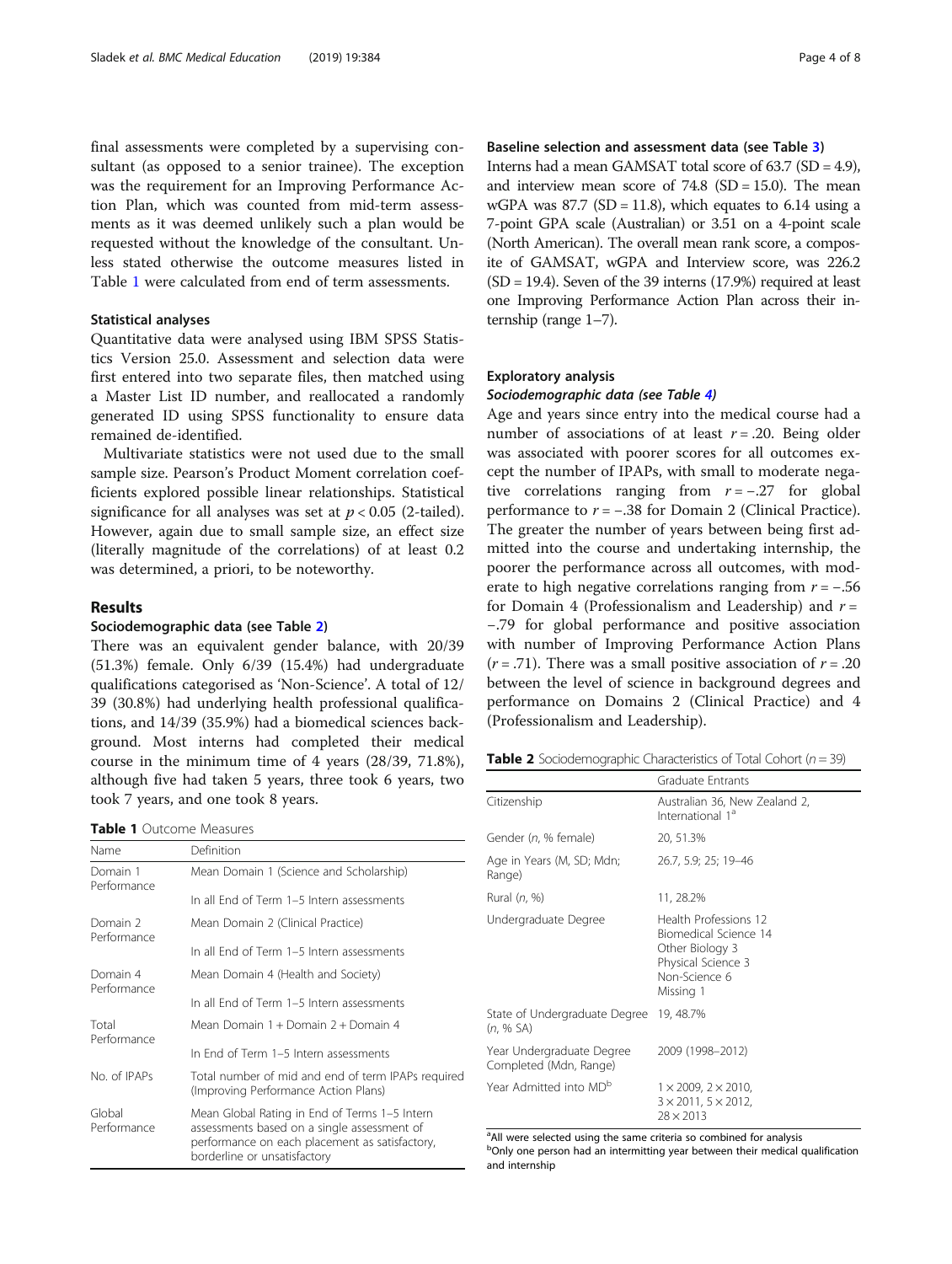final assessments were completed by a supervising consultant (as opposed to a senior trainee). The exception was the requirement for an Improving Performance Action Plan, which was counted from mid-term assessments as it was deemed unlikely such a plan would be requested without the knowledge of the consultant. Unless stated otherwise the outcome measures listed in Table 1 were calculated from end of term assessments.

### Statistical analyses

Quantitative data were analysed using IBM SPSS Statistics Version 25.0. Assessment and selection data were first entered into two separate files, then matched using a Master List ID number, and reallocated a randomly generated ID using SPSS functionality to ensure data remained de-identified.

Multivariate statistics were not used due to the small sample size. Pearson's Product Moment correlation coefficients explored possible linear relationships. Statistical significance for all analyses was set at $p < 0.05$ (2-tailed). However, again due to small sample size, an effect size (literally magnitude of the correlations) of at least 0.2 was determined, a priori, to be noteworthy.

## Results

### Sociodemographic data (see Table 2)

There was an equivalent gender balance, with 20/39 (51.3%) female. Only 6/39 (15.4%) had undergraduate qualifications categorised as 'Non-Science'. A total of 12/39 (30.8%) had underlying health professional qualifications, and 14/39 (35.9%) had a biomedical sciences background. Most interns had completed their medical course in the minimum time of 4 years (28/39, 71.8%), although five had taken 5 years, three took 6 years, two took 7 years, and one took 8 years.

**Table 1** Outcome Measures

| Name | Definition |
|---|---|
| Domain 1 Performance | Mean Domain 1 (Science and Scholarship) In all End of Term 1–5 Intern assessments |
| Domain 2 Performance | Mean Domain 2 (Clinical Practice) In all End of Term 1–5 Intern assessments |
| Domain 4 Performance | Mean Domain 4 (Health and Society) In all End of Term 1–5 Intern assessments |
| Total Performance | Mean Domain 1 + Domain 2 + Domain 4 In End of Term 1–5 Intern assessments |
| No. of IPAPs | Total number of mid and end of term IPAPs required (Improving Performance Action Plans) |
| Global Performance | Mean Global Rating in End of Terms 1–5 Intern assessments based on a single assessment of performance on each placement as satisfactory, borderline or unsatisfactory |

### Baseline selection and assessment data (see Table 3)

Interns had a mean GAMSAT total score of 63.7 (SD = 4.9), and interview mean score of 74.8 (SD = 15.0). The mean wGPA was 87.7 (SD = 11.8), which equates to 6.14 using a 7-point GPA scale (Australian) or 3.51 on a 4-point scale (North American). The overall mean rank score, a composite of GAMSAT, wGPA and Interview score, was 226.2 (SD = 19.4). Seven of the 39 interns (17.9%) required at least one Improving Performance Action Plan across their internship (range 1–7).

### Exploratory analysis

#### *Sociodemographic data (see Table 4)*

Age and years since entry into the medical course had a number of associations of at least $r = .20$. Being older was associated with poorer scores for all outcomes except the number of IPAPs, with small to moderate negative correlations ranging from $r = -.27$ for global performance to $r = -.38$ for Domain 2 (Clinical Practice). The greater the number of years between being first admitted into the course and undertaking internship, the poorer the performance across all outcomes, with moderate to high negative correlations ranging from $r = -.56$ for Domain 4 (Professionalism and Leadership) and $r = -.79$ for global performance and positive association with number of Improving Performance Action Plans ($r = .71$). There was a small positive association of $r = .20$ between the level of science in background degrees and performance on Domains 2 (Clinical Practice) and 4 (Professionalism and Leadership).

**Table 2** Sociodemographic Characteristics of Total Cohort ($n = 39$)

| | Graduate Entrants |
|---|---|
| Citizenship | Australian 36, New Zealand 2, International 1[a] |
| Gender (*n*, % female) | 20, 51.3% |
| Age in Years (M, SD; Mdn; Range) | 26.7, 5.9; 25; 19–46 |
| Rural (*n*, %) | 11, 28.2% |
| Undergraduate Degree | Health Professions 12<br>Biomedical Science 14<br>Other Biology 3<br>Physical Science 3<br>Non-Science 6<br>Missing 1 |
| State of Undergraduate Degree (*n*, % SA) | 19, 48.7% |
| Year Undergraduate Degree Completed (Mdn, Range) | 2009 (1998–2012) |
| Year Admitted into MD[b] | 1 × 2009, 2 × 2010, 3 × 2011, 5 × 2012, 28 × 2013 |

[a]All were selected using the same criteria so combined for analysis
[b]Only one person had an intermitting year between their medical qualification and internship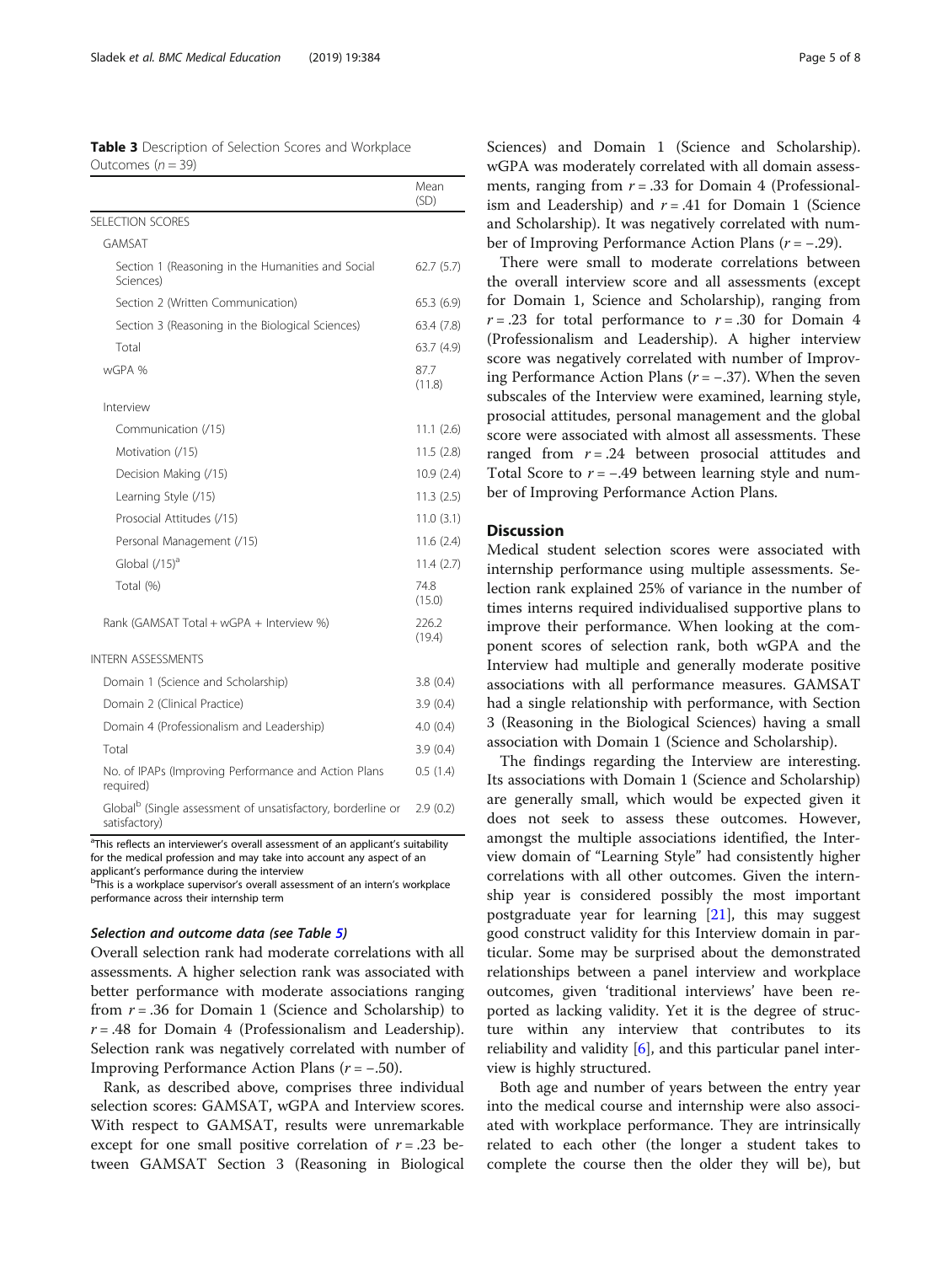**Table 3** Description of Selection Scores and Workplace Outcomes ($n = 39$)

| | Mean (SD) |
|---|---|
| SELECTION SCORES | |
| GAMSAT | |
| Section 1 (Reasoning in the Humanities and Social Sciences) | 62.7 (5.7) |
| Section 2 (Written Communication) | 65.3 (6.9) |
| Section 3 (Reasoning in the Biological Sciences) | 63.4 (7.8) |
| Total | 63.7 (4.9) |
| wGPA % | 87.7 (11.8) |
| Interview | |
| Communication (/15) | 11.1 (2.6) |
| Motivation (/15) | 11.5 (2.8) |
| Decision Making (/15) | 10.9 (2.4) |
| Learning Style (/15) | 11.3 (2.5) |
| Prosocial Attitudes (/15) | 11.0 (3.1) |
| Personal Management (/15) | 11.6 (2.4) |
| Global (/15)[a] | 11.4 (2.7) |
| Total (%) | 74.8 (15.0) |
| Rank (GAMSAT Total + wGPA + Interview %) | 226.2 (19.4) |
| INTERN ASSESSMENTS | |
| Domain 1 (Science and Scholarship) | 3.8 (0.4) |
| Domain 2 (Clinical Practice) | 3.9 (0.4) |
| Domain 4 (Professionalism and Leadership) | 4.0 (0.4) |
| Total | 3.9 (0.4) |
| No. of IPAPs (Improving Performance and Action Plans required) | 0.5 (1.4) |
| Global[b] (Single assessment of unsatisfactory, borderline or satisfactory) | 2.9 (0.2) |

[a]This reflects an interviewer's overall assessment of an applicant's suitability for the medical profession and may take into account any aspect of an applicant's performance during the interview
[b]This is a workplace supervisor's overall assessment of an intern's workplace performance across their internship term

#### *Selection and outcome data (see Table 5)*

Overall selection rank had moderate correlations with all assessments. A higher selection rank was associated with better performance with moderate associations ranging from $r = .36$ for Domain 1 (Science and Scholarship) to $r = .48$ for Domain 4 (Professionalism and Leadership). Selection rank was negatively correlated with number of Improving Performance Action Plans ($r = -.50$).

Rank, as described above, comprises three individual selection scores: GAMSAT, wGPA and Interview scores. With respect to GAMSAT, results were unremarkable except for one small positive correlation of $r = .23$ between GAMSAT Section 3 (Reasoning in Biological Sciences) and Domain 1 (Science and Scholarship). wGPA was moderately correlated with all domain assessments, ranging from $r = .33$ for Domain 4 (Professionalism and Leadership) and $r = .41$ for Domain 1 (Science and Scholarship). It was negatively correlated with number of Improving Performance Action Plans ($r = -.29$).

There were small to moderate correlations between the overall interview score and all assessments (except for Domain 1, Science and Scholarship), ranging from $r = .23$ for total performance to $r = .30$ for Domain 4 (Professionalism and Leadership). A higher interview score was negatively correlated with number of Improving Performance Action Plans ($r = -.37$). When the seven subscales of the Interview were examined, learning style, prosocial attitudes, personal management and the global score were associated with almost all assessments. These ranged from $r = .24$ between prosocial attitudes and Total Score to $r = -.49$ between learning style and number of Improving Performance Action Plans.

## Discussion

Medical student selection scores were associated with internship performance using multiple assessments. Selection rank explained 25% of variance in the number of times interns required individualised supportive plans to improve their performance. When looking at the component scores of selection rank, both wGPA and the Interview had multiple and generally moderate positive associations with all performance measures. GAMSAT had a single relationship with performance, with Section 3 (Reasoning in the Biological Sciences) having a small association with Domain 1 (Science and Scholarship).

The findings regarding the Interview are interesting. Its associations with Domain 1 (Science and Scholarship) are generally small, which would be expected given it does not seek to assess these outcomes. However, amongst the multiple associations identified, the Interview domain of "Learning Style" had consistently higher correlations with all other outcomes. Given the internship year is considered possibly the most important postgraduate year for learning [21], this may suggest good construct validity for this Interview domain in particular. Some may be surprised about the demonstrated relationships between a panel interview and workplace outcomes, given 'traditional interviews' have been reported as lacking validity. Yet it is the degree of structure within any interview that contributes to its reliability and validity [6], and this particular panel interview is highly structured.

Both age and number of years between the entry year into the medical course and internship were also associated with workplace performance. They are intrinsically related to each other (the longer a student takes to complete the course then the older they will be), but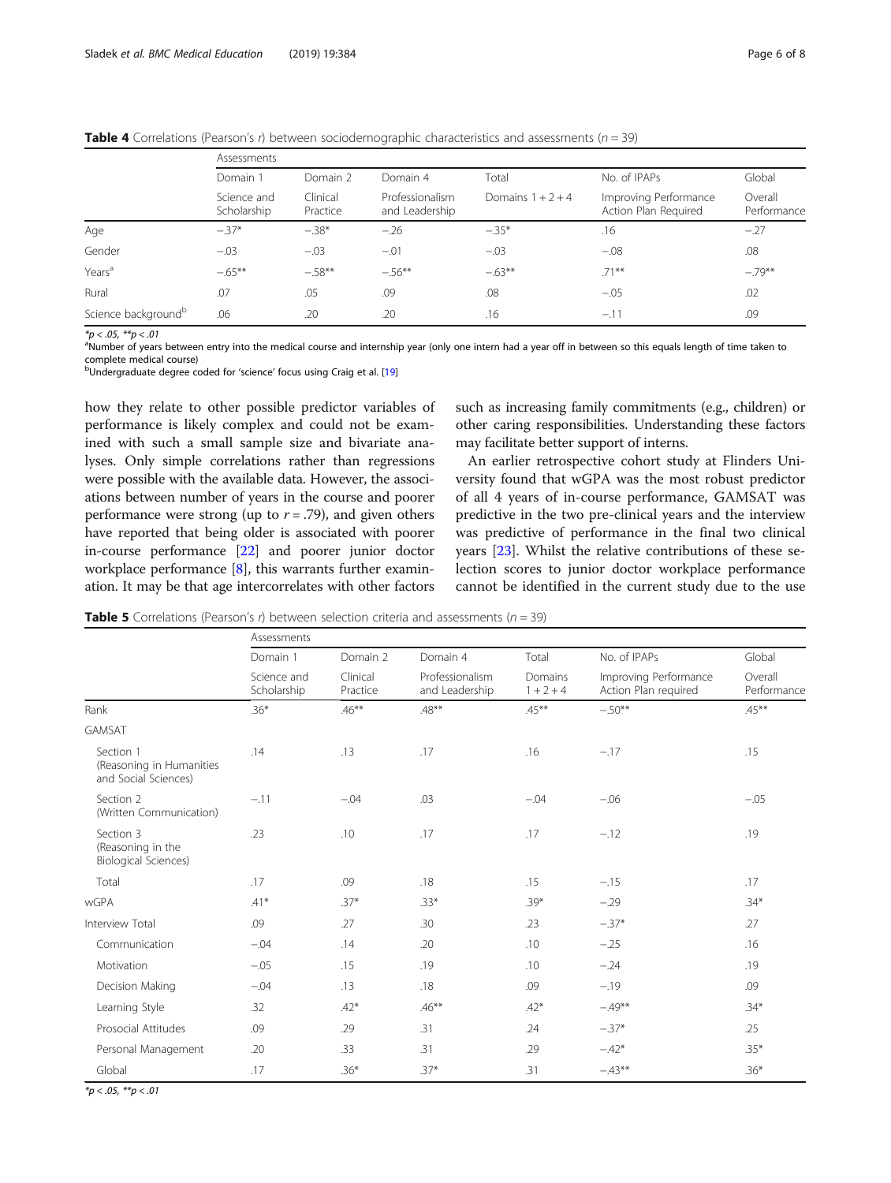**Table 4** Correlations (Pearson's *r*) between sociodemographic characteristics and assessments (*n* = 39)

| | Assessments | | | | | |
|---|---|---|---|---|---|---|
| | Domain 1 | Domain 2 | Domain 4 | Total | No. of IPAPs | Global |
| | Science and Scholarship | Clinical Practice | Professionalism and Leadership | Domains 1 + 2 + 4 | Improving Performance Action Plan Required | Overall Performance |
| Age | −.37* | −.38* | −.26 | −.35* | .16 | −.27 |
| Gender | −.03 | −.03 | −.01 | −.03 | −.08 | .08 |
| Years[a] | −.65** | −.58** | −.56** | −.63** | .71** | −.79** |
| Rural | .07 | .05 | .09 | .08 | −.05 | .02 |
| Science background[b] | .06 | .20 | .20 | .16 | −.11 | .09 |

*$p < .05$, **$p < .01$

[a]Number of years between entry into the medical course and internship year (only one intern had a year off in between so this equals length of time taken to complete medical course)

[b]Undergraduate degree coded for 'science' focus using Craig et al. [19]

how they relate to other possible predictor variables of performance is likely complex and could not be examined with such a small sample size and bivariate analyses. Only simple correlations rather than regressions were possible with the available data. However, the associations between number of years in the course and poorer performance were strong (up to $r = .79$), and given others have reported that being older is associated with poorer in-course performance [22] and poorer junior doctor workplace performance [8], this warrants further examination. It may be that age intercorrelates with other factors such as increasing family commitments (e.g., children) or other caring responsibilities. Understanding these factors may facilitate better support of interns.

An earlier retrospective cohort study at Flinders University found that wGPA was the most robust predictor of all 4 years of in-course performance, GAMSAT was predictive in the two pre-clinical years and the interview was predictive of performance in the final two clinical years [23]. Whilst the relative contributions of these selection scores to junior doctor workplace performance cannot be identified in the current study due to the use

**Table 5** Correlations (Pearson's *r*) between selection criteria and assessments (*n* = 39)

| | Assessments | | | | | |
|---|---|---|---|---|---|---|
| | Domain 1 | Domain 2 | Domain 4 | Total | No. of IPAPs | Global |
| | Science and Scholarship | Clinical Practice | Professionalism and Leadership | Domains 1 + 2 + 4 | Improving Performance Action Plan required | Overall Performance |
| Rank | .36* | .46** | .48** | .45** | −.50** | .45** |
| GAMSAT | | | | | | |
| Section 1 (Reasoning in Humanities and Social Sciences) | .14 | .13 | .17 | .16 | −.17 | .15 |
| Section 2 (Written Communication) | −.11 | −.04 | .03 | −.04 | −.06 | −.05 |
| Section 3 (Reasoning in the Biological Sciences) | .23 | .10 | .17 | .17 | −.12 | .19 |
| Total | .17 | .09 | .18 | .15 | −.15 | .17 |
| wGPA | .41* | .37* | .33* | .39* | −.29 | .34* |
| Interview Total | .09 | .27 | .30 | .23 | −.37* | .27 |
| Communication | −.04 | .14 | .20 | .10 | −.25 | .16 |
| Motivation | −.05 | .15 | .19 | .10 | −.24 | .19 |
| Decision Making | −.04 | .13 | .18 | .09 | −.19 | .09 |
| Learning Style | .32 | .42* | .46** | .42* | −.49** | .34* |
| Prosocial Attitudes | .09 | .29 | .31 | .24 | −.37* | .25 |
| Personal Management | .20 | .33 | .31 | .29 | −.42* | .35* |
| Global | .17 | .36* | .37* | .31 | −.43** | .36* |

*$p < .05$, **$p < .01$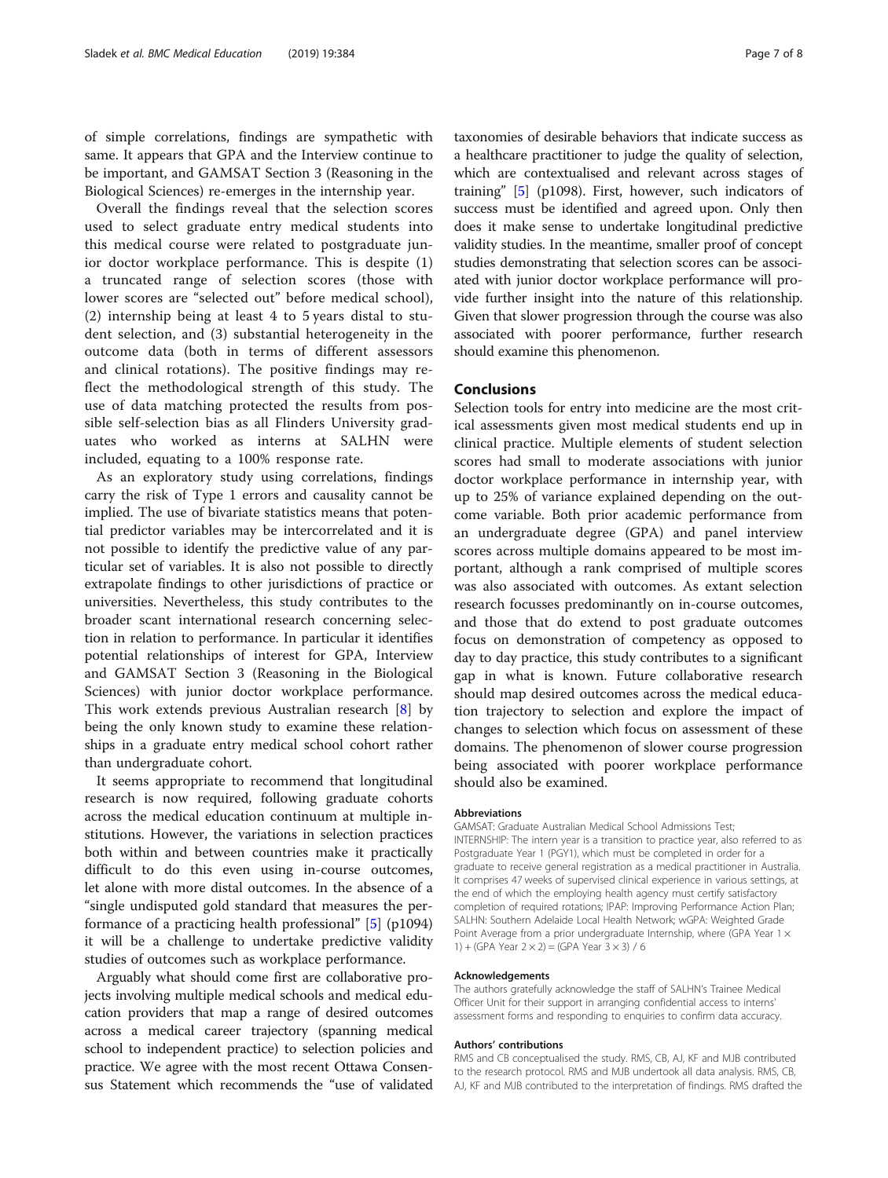of simple correlations, findings are sympathetic with same. It appears that GPA and the Interview continue to be important, and GAMSAT Section 3 (Reasoning in the Biological Sciences) re-emerges in the internship year.

Overall the findings reveal that the selection scores used to select graduate entry medical students into this medical course were related to postgraduate junior doctor workplace performance. This is despite (1) a truncated range of selection scores (those with lower scores are "selected out" before medical school), (2) internship being at least 4 to 5 years distal to student selection, and (3) substantial heterogeneity in the outcome data (both in terms of different assessors and clinical rotations). The positive findings may reflect the methodological strength of this study. The use of data matching protected the results from possible self-selection bias as all Flinders University graduates who worked as interns at SALHN were included, equating to a 100% response rate.

As an exploratory study using correlations, findings carry the risk of Type 1 errors and causality cannot be implied. The use of bivariate statistics means that potential predictor variables may be intercorrelated and it is not possible to identify the predictive value of any particular set of variables. It is also not possible to directly extrapolate findings to other jurisdictions of practice or universities. Nevertheless, this study contributes to the broader scant international research concerning selection in relation to performance. In particular it identifies potential relationships of interest for GPA, Interview and GAMSAT Section 3 (Reasoning in the Biological Sciences) with junior doctor workplace performance. This work extends previous Australian research [8] by being the only known study to examine these relationships in a graduate entry medical school cohort rather than undergraduate cohort.

It seems appropriate to recommend that longitudinal research is now required, following graduate cohorts across the medical education continuum at multiple institutions. However, the variations in selection practices both within and between countries make it practically difficult to do this even using in-course outcomes, let alone with more distal outcomes. In the absence of a "single undisputed gold standard that measures the performance of a practicing health professional" [5] (p1094) it will be a challenge to undertake predictive validity studies of outcomes such as workplace performance.

Arguably what should come first are collaborative projects involving multiple medical schools and medical education providers that map a range of desired outcomes across a medical career trajectory (spanning medical school to independent practice) to selection policies and practice. We agree with the most recent Ottawa Consensus Statement which recommends the "use of validated taxonomies of desirable behaviors that indicate success as a healthcare practitioner to judge the quality of selection, which are contextualised and relevant across stages of training" [5] (p1098). First, however, such indicators of success must be identified and agreed upon. Only then does it make sense to undertake longitudinal predictive validity studies. In the meantime, smaller proof of concept studies demonstrating that selection scores can be associated with junior doctor workplace performance will provide further insight into the nature of this relationship. Given that slower progression through the course was also associated with poorer performance, further research should examine this phenomenon.

## Conclusions

Selection tools for entry into medicine are the most critical assessments given most medical students end up in clinical practice. Multiple elements of student selection scores had small to moderate associations with junior doctor workplace performance in internship year, with up to 25% of variance explained depending on the outcome variable. Both prior academic performance from an undergraduate degree (GPA) and panel interview scores across multiple domains appeared to be most important, although a rank comprised of multiple scores was also associated with outcomes. As extant selection research focusses predominantly on in-course outcomes, and those that do extend to post graduate outcomes focus on demonstration of competency as opposed to day to day practice, this study contributes to a significant gap in what is known. Future collaborative research should map desired outcomes across the medical education trajectory to selection and explore the impact of changes to selection which focus on assessment of these domains. The phenomenon of slower course progression being associated with poorer workplace performance should also be examined.

#### Abbreviations

GAMSAT: Graduate Australian Medical School Admissions Test; INTERNSHIP: The intern year is a transition to practice year, also referred to as Postgraduate Year 1 (PGY1), which must be completed in order for a graduate to receive general registration as a medical practitioner in Australia. It comprises 47 weeks of supervised clinical experience in various settings, at the end of which the employing health agency must certify satisfactory completion of required rotations; IPAP: Improving Performance Action Plan; SALHN: Southern Adelaide Local Health Network; wGPA: Weighted Grade Point Average from a prior undergraduate Internship, where (GPA Year 1 × 1) + (GPA Year 2 × 2) = (GPA Year 3 × 3) / 6

#### Acknowledgements

The authors gratefully acknowledge the staff of SALHN's Trainee Medical Officer Unit for their support in arranging confidential access to interns' assessment forms and responding to enquiries to confirm data accuracy.

#### Authors' contributions

RMS and CB conceptualised the study. RMS, CB, AJ, KF and MJB contributed to the research protocol. RMS and MJB undertook all data analysis. RMS, CB, AJ, KF and MJB contributed to the interpretation of findings. RMS drafted the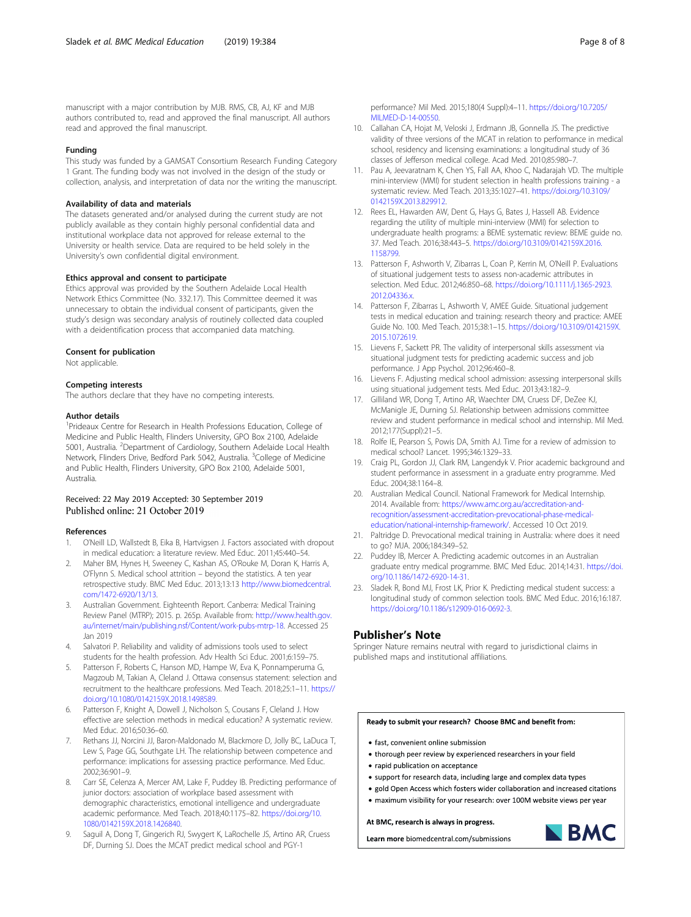manuscript with a major contribution by MJB. RMS, CB, AJ, KF and MJB authors contributed to, read and approved the final manuscript. All authors read and approved the final manuscript.

### Funding

This study was funded by a GAMSAT Consortium Research Funding Category 1 Grant. The funding body was not involved in the design of the study or collection, analysis, and interpretation of data nor the writing the manuscript.

### Availability of data and materials

The datasets generated and/or analysed during the current study are not publicly available as they contain highly personal confidential data and institutional workplace data not approved for release external to the University or health service. Data are required to be held solely in the University's own confidential digital environment.

### Ethics approval and consent to participate

Ethics approval was provided by the Southern Adelaide Local Health Network Ethics Committee (No. 332.17). This Committee deemed it was unnecessary to obtain the individual consent of participants, given the study's design was secondary analysis of routinely collected data coupled with a deidentification process that accompanied data matching.

### Consent for publication

Not applicable.

### Competing interests

The authors declare that they have no competing interests.

### Author details

[1]Prideaux Centre for Research in Health Professions Education, College of Medicine and Public Health, Flinders University, GPO Box 2100, Adelaide 5001, Australia. [2]Department of Cardiology, Southern Adelaide Local Health Network, Flinders Drive, Bedford Park 5042, Australia. [3]College of Medicine and Public Health, Flinders University, GPO Box 2100, Adelaide 5001, Australia.

Received: 22 May 2019 Accepted: 30 September 2019
Published online: 21 October 2019

### References

1. O'Neill LD, Wallstedt B, Eika B, Hartvigsen J. Factors associated with dropout in medical education: a literature review. Med Educ. 2011;45:440–54.
2. Maher BM, Hynes H, Sweeney C, Kashan AS, O'Rouke M, Doran K, Harris A, O'Flynn S. Medical school attrition – beyond the statistics. A ten year retrospective study. BMC Med Educ. 2013;13:13 http://www.biomedcentral.com/1472-6920/13/13.
3. Australian Government. Eighteenth Report. Canberra: Medical Training Review Panel (MTRP); 2015. p. 265p. Available from: http://www.health.gov.au/internet/main/publishing.nsf/Content/work-pubs-mtrp-18. Accessed 25 Jan 2019
4. Salvatori P. Reliability and validity of admissions tools used to select students for the health profession. Adv Health Sci Educ. 2001;6:159–75.
5. Patterson F, Roberts C, Hanson MD, Hampe W, Eva K, Ponnamperuma G, Magzoub M, Takian A, Cleland J. Ottawa consensus statement: selection and recruitment to the healthcare professions. Med Teach. 2018;25:1–11. https://doi.org/10.1080/0142159X.2018.1498589.
6. Patterson F, Knight A, Dowell J, Nicholson S, Cousans F, Cleland J. How effective are selection methods in medical education? A systematic review. Med Educ. 2016;50:36–60.
7. Rethans JJ, Norcini JJ, Baron-Maldonado M, Blackmore D, Jolly BC, LaDuca T, Lew S, Page GG, Southgate LH. The relationship between competence and performance: implications for assessing practice performance. Med Educ. 2002;36:901–9.
8. Carr SE, Celenza A, Mercer AM, Lake F, Puddey IB. Predicting performance of junior doctors: association of workplace based assessment with demographic characteristics, emotional intelligence and undergraduate academic performance. Med Teach. 2018;40:1175–82. https://doi.org/10.1080/0142159X.2018.1426840.
9. Saguil A, Dong T, Gingerich RJ, Swygert K, LaRochelle JS, Artino AR, Cruess DF, Durning SJ. Does the MCAT predict medical school and PGY-1 performance? Mil Med. 2015;180(4 Suppl):4–11. https://doi.org/10.7205/MILMED-D-14-00550.
10. Callahan CA, Hojat M, Veloski J, Erdmann JB, Gonnella JS. The predictive validity of three versions of the MCAT in relation to performance in medical school, residency and licensing examinations: a longitudinal study of 36 classes of Jefferson medical college. Acad Med. 2010;85:980–7.
11. Pau A, Jeevaratnam K, Chen YS, Fall AA, Khoo C, Nadarajah VD. The multiple mini-interview (MMI) for student selection in health professions training - a systematic review. Med Teach. 2013;35:1027–41. https://doi.org/10.3109/0142159X.2013.829912.
12. Rees EL, Hawarden AW, Dent G, Hays G, Bates J, Hassell AB. Evidence regarding the utility of multiple mini-interview (MMI) for selection to undergraduate health programs: a BEME systematic review: BEME guide no. 37. Med Teach. 2016;38:443–5. https://doi.org/10.3109/0142159X.2016.1158799.
13. Patterson F, Ashworth V, Zibarras L, Coan P, Kerrin M, O'Neill P. Evaluations of situational judgement tests to assess non-academic attributes in selection. Med Educ. 2012;46:850–68. https://doi.org/10.1111/j.1365-2923.2012.04336.x.
14. Patterson F, Zibarras L, Ashworth V, AMEE Guide. Situational judgement tests in medical education and training: research theory and practice: AMEE Guide No. 100. Med Teach. 2015;38:1–15. https://doi.org/10.3109/0142159X.2015.1072619.
15. Lievens F, Sackett PR. The validity of interpersonal skills assessment via situational judgment tests for predicting academic success and job performance. J App Psychol. 2012;96:460–8.
16. Lievens F. Adjusting medical school admission: assessing interpersonal skills using situational judgement tests. Med Educ. 2013;43:182–9.
17. Gilliland WR, Dong T, Artino AR, Waechter DM, Cruess DF, DeZee KJ, McManigle JE, Durning SJ. Relationship between admissions committee review and student performance in medical school and internship. Mil Med. 2012;177(Suppl):21–5.
18. Rolfe IE, Pearson S, Powis DA, Smith AJ. Time for a review of admission to medical school? Lancet. 1995;346:1329–33.
19. Craig PL, Gordon JJ, Clark RM, Langendyk V. Prior academic background and student performance in assessment in a graduate entry programme. Med Educ. 2004;38:1164–8.
20. Australian Medical Council. National Framework for Medical Internship. 2014. Available from: https://www.amc.org.au/accreditation-and-recognition/assessment-accreditation-prevocational-phase-medical-education/national-internship-framework/. Accessed 10 Oct 2019.
21. Paltridge D. Prevocational medical training in Australia: where does it need to go? MJA. 2006;184:349–52.
22. Puddey IB, Mercer A. Predicting academic outcomes in an Australian graduate entry medical programme. BMC Med Educ. 2014;14:31. https://doi.org/10.1186/1472-6920-14-31.
23. Sladek R, Bond MJ, Frost LK, Prior K. Predicting medical student success: a longitudinal study of common selection tools. BMC Med Educ. 2016;16:187. https://doi.org/10.1186/s12909-016-0692-3.

## Publisher's Note

Springer Nature remains neutral with regard to jurisdictional claims in published maps and institutional affiliations.

**Ready to submit your research? Choose BMC and benefit from:**

- fast, convenient online submission
- thorough peer review by experienced researchers in your field
- rapid publication on acceptance
- support for research data, including large and complex data types
- gold Open Access which fosters wider collaboration and increased citations
- maximum visibility for your research: over 100M website views per year

**At BMC, research is always in progress.**

**Learn more** biomedcentral.com/submissions